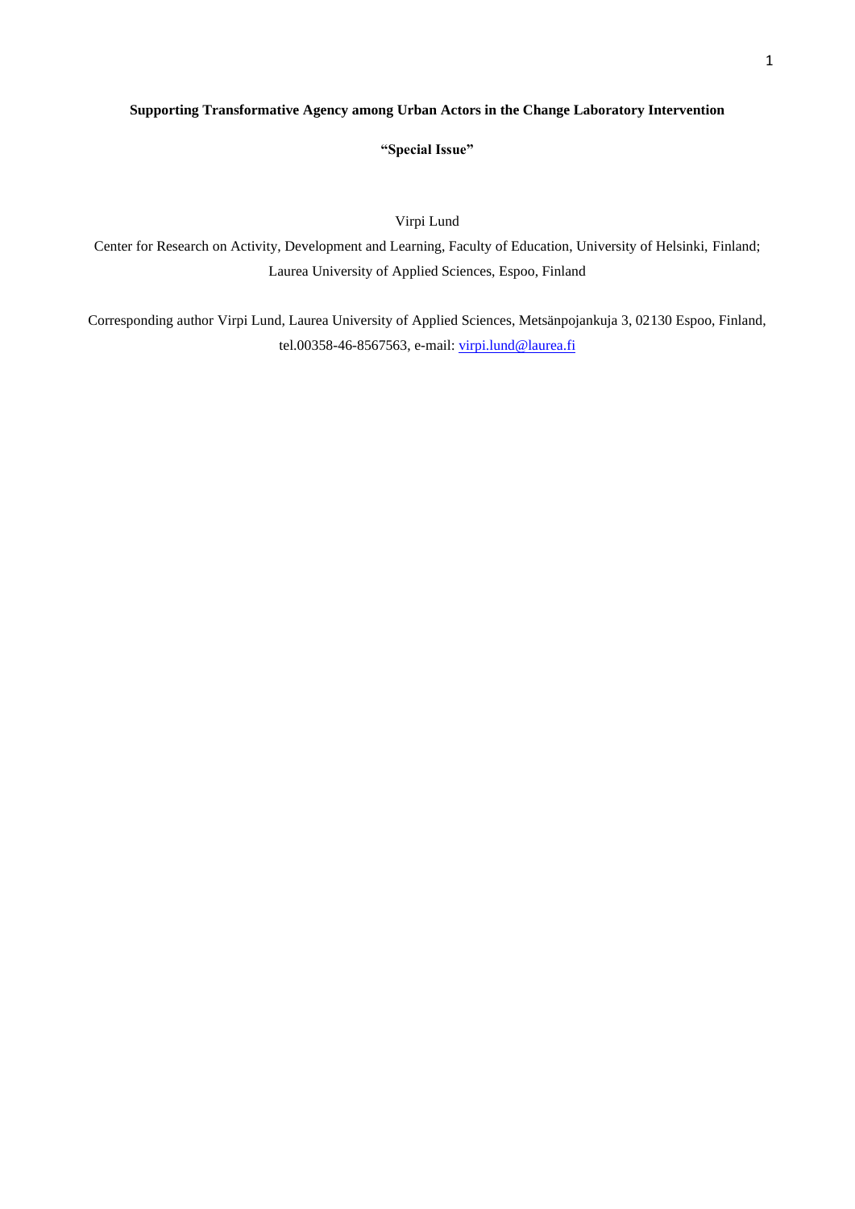# Supporting Transformative Agency among Urban Actors in the Change Laboratory Intervention

**“Special Issue”**

Virpi Lund

Center for Research on Activity, Development and Learning, Faculty of Education, University of Helsinki, Finland; Laurea University of Applied Sciences, Espoo, Finland

Corresponding author Virpi Lund, Laurea University of Applied Sciences, Metsänpojankuja 3, 02130 Espoo, Finland, tel.00358-46-8567563, e-mail: virpi.lund@laurea.fi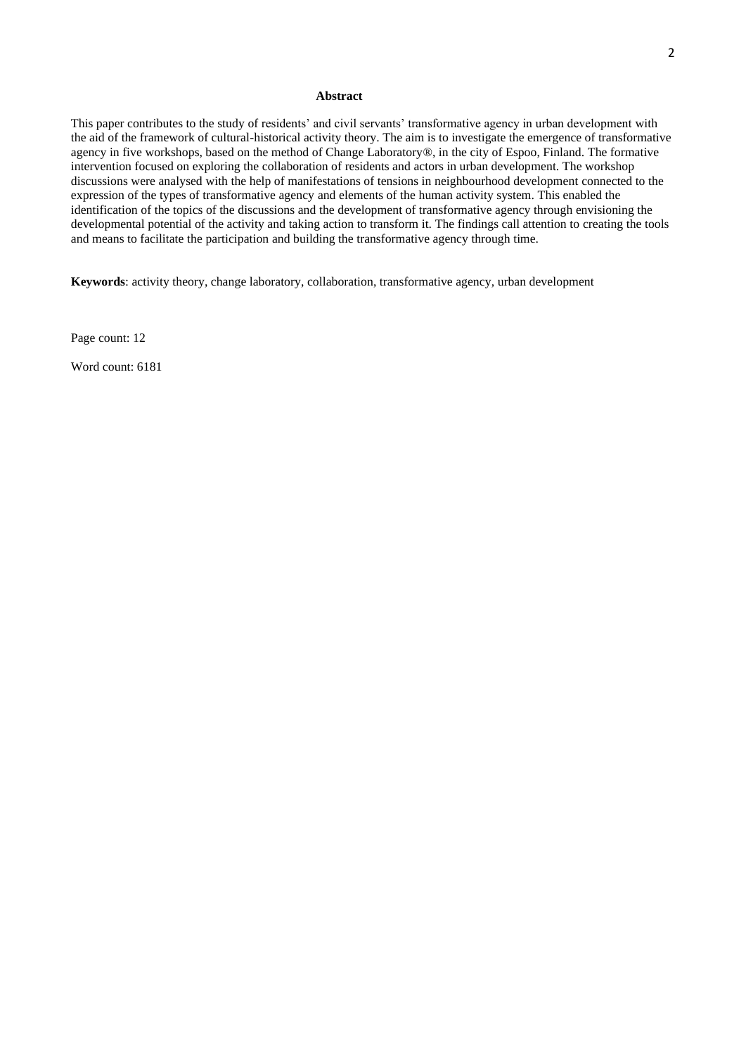## Abstract

This paper contributes to the study of residents' and civil servants' transformative agency in urban development with the aid of the framework of cultural-historical activity theory. The aim is to investigate the emergence of transformative agency in five workshops, based on the method of Change Laboratory®, in the city of Espoo, Finland. The formative intervention focused on exploring the collaboration of residents and actors in urban development. The workshop discussions were analysed with the help of manifestations of tensions in neighbourhood development connected to the expression of the types of transformative agency and elements of the human activity system. This enabled the identification of the topics of the discussions and the development of transformative agency through envisioning the developmental potential of the activity and taking action to transform it. The findings call attention to creating the tools and means to facilitate the participation and building the transformative agency through time.

**Keywords**: activity theory, change laboratory, collaboration, transformative agency, urban development

Page count: 12

Word count: 6181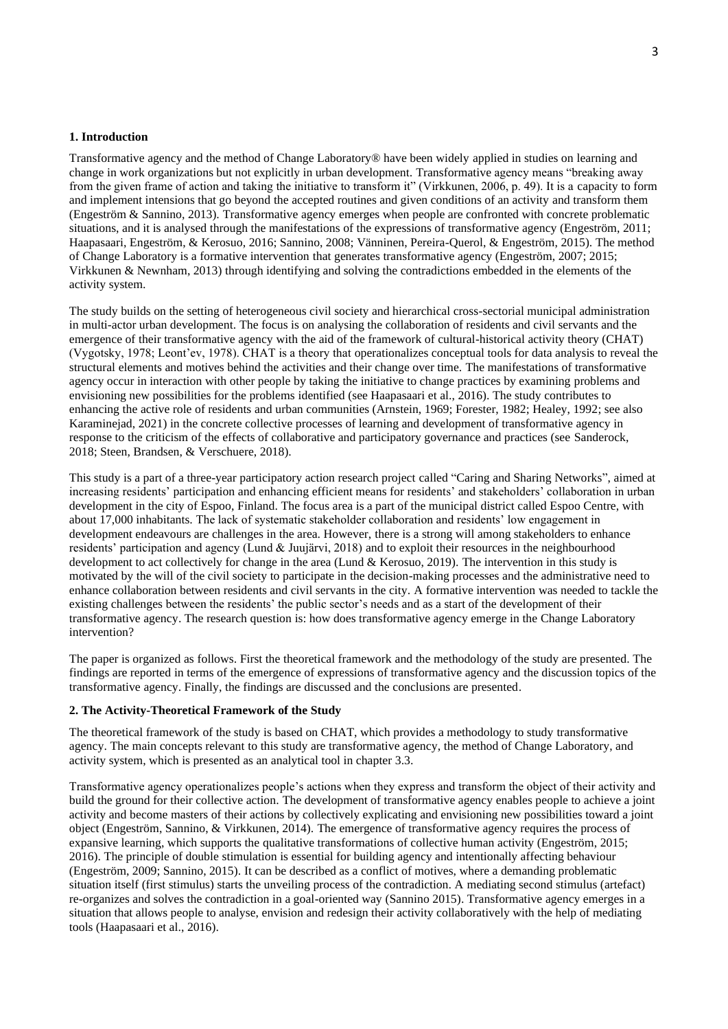## 1. Introduction

Transformative agency and the method of Change Laboratory® have been widely applied in studies on learning and change in work organizations but not explicitly in urban development. Transformative agency means "breaking away from the given frame of action and taking the initiative to transform it" (Virkkunen, 2006, p. 49). It is a capacity to form and implement intensions that go beyond the accepted routines and given conditions of an activity and transform them (Engeström & Sannino, 2013). Transformative agency emerges when people are confronted with concrete problematic situations, and it is analysed through the manifestations of the expressions of transformative agency (Engeström, 2011; Haapasaari, Engeström, & Kerosuo, 2016; Sannino, 2008; Vänninen, Pereira-Querol, & Engeström, 2015). The method of Change Laboratory is a formative intervention that generates transformative agency (Engeström, 2007; 2015; Virkkunen & Newnham, 2013) through identifying and solving the contradictions embedded in the elements of the activity system.

The study builds on the setting of heterogeneous civil society and hierarchical cross-sectorial municipal administration in multi-actor urban development. The focus is on analysing the collaboration of residents and civil servants and the emergence of their transformative agency with the aid of the framework of cultural-historical activity theory (CHAT) (Vygotsky, 1978; Leont'ev, 1978). CHAT is a theory that operationalizes conceptual tools for data analysis to reveal the structural elements and motives behind the activities and their change over time. The manifestations of transformative agency occur in interaction with other people by taking the initiative to change practices by examining problems and envisioning new possibilities for the problems identified (see Haapasaari et al., 2016). The study contributes to enhancing the active role of residents and urban communities (Arnstein, 1969; Forester, 1982; Healey, 1992; see also Karaminejad, 2021) in the concrete collective processes of learning and development of transformative agency in response to the criticism of the effects of collaborative and participatory governance and practices (see Sanderock, 2018; Steen, Brandsen, & Verschuere, 2018).

This study is a part of a three-year participatory action research project called "Caring and Sharing Networks", aimed at increasing residents' participation and enhancing efficient means for residents' and stakeholders' collaboration in urban development in the city of Espoo, Finland. The focus area is a part of the municipal district called Espoo Centre, with about 17,000 inhabitants. The lack of systematic stakeholder collaboration and residents' low engagement in development endeavours are challenges in the area. However, there is a strong will among stakeholders to enhance residents' participation and agency (Lund & Juujärvi, 2018) and to exploit their resources in the neighbourhood development to act collectively for change in the area (Lund & Kerosuo, 2019). The intervention in this study is motivated by the will of the civil society to participate in the decision-making processes and the administrative need to enhance collaboration between residents and civil servants in the city. A formative intervention was needed to tackle the existing challenges between the residents' the public sector's needs and as a start of the development of their transformative agency. The research question is: how does transformative agency emerge in the Change Laboratory intervention?

The paper is organized as follows. First the theoretical framework and the methodology of the study are presented. The findings are reported in terms of the emergence of expressions of transformative agency and the discussion topics of the transformative agency. Finally, the findings are discussed and the conclusions are presented.

## 2. The Activity-Theoretical Framework of the Study

The theoretical framework of the study is based on CHAT, which provides a methodology to study transformative agency. The main concepts relevant to this study are transformative agency, the method of Change Laboratory, and activity system, which is presented as an analytical tool in chapter 3.3.

Transformative agency operationalizes people's actions when they express and transform the object of their activity and build the ground for their collective action. The development of transformative agency enables people to achieve a joint activity and become masters of their actions by collectively explicating and envisioning new possibilities toward a joint object (Engeström, Sannino, & Virkkunen, 2014). The emergence of transformative agency requires the process of expansive learning, which supports the qualitative transformations of collective human activity (Engeström, 2015; 2016). The principle of double stimulation is essential for building agency and intentionally affecting behaviour (Engeström, 2009; Sannino, 2015). It can be described as a conflict of motives, where a demanding problematic situation itself (first stimulus) starts the unveiling process of the contradiction. A mediating second stimulus (artefact) re-organizes and solves the contradiction in a goal-oriented way (Sannino 2015). Transformative agency emerges in a situation that allows people to analyse, envision and redesign their activity collaboratively with the help of mediating tools (Haapasaari et al., 2016).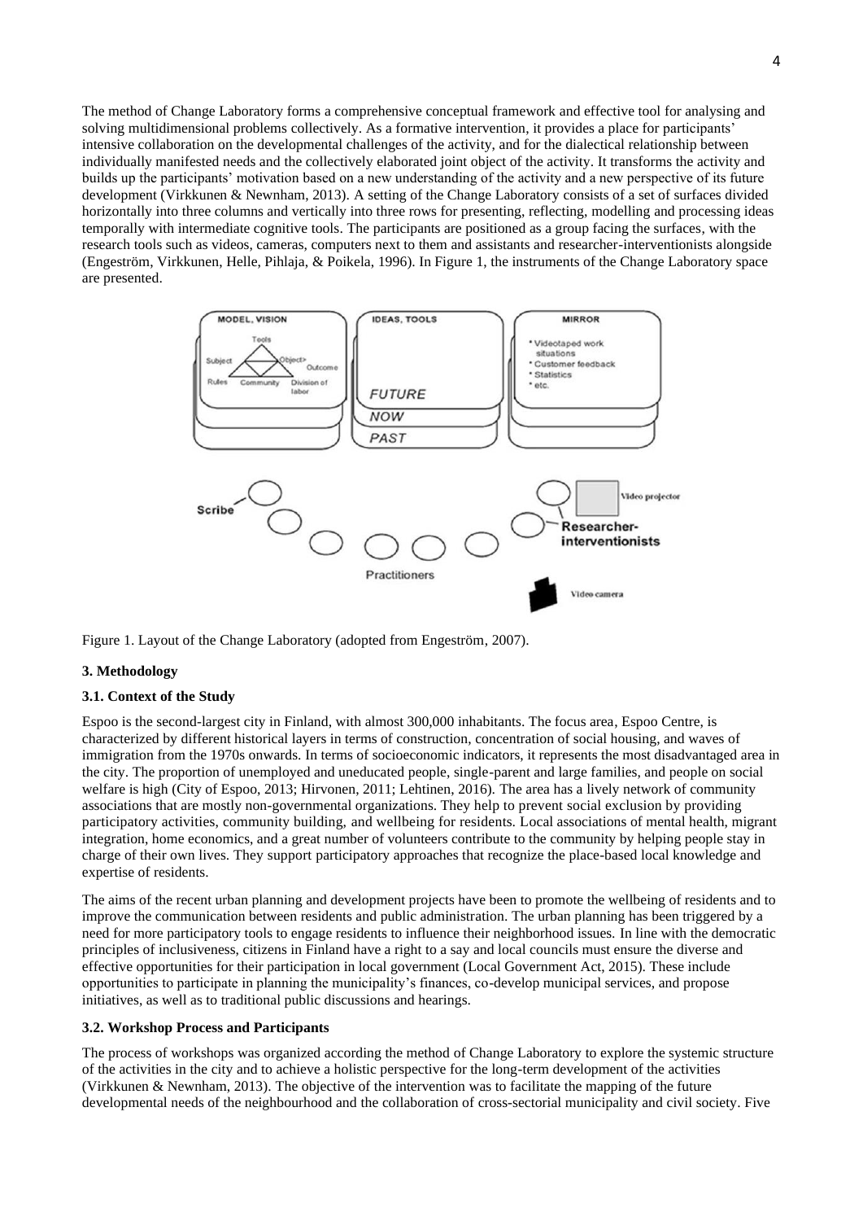The method of Change Laboratory forms a comprehensive conceptual framework and effective tool for analysing and solving multidimensional problems collectively. As a formative intervention, it provides a place for participants' intensive collaboration on the developmental challenges of the activity, and for the dialectical relationship between individually manifested needs and the collectively elaborated joint object of the activity. It transforms the activity and builds up the participants' motivation based on a new understanding of the activity and a new perspective of its future development (Virkkunen & Newnham, 2013). A setting of the Change Laboratory consists of a set of surfaces divided horizontally into three columns and vertically into three rows for presenting, reflecting, modelling and processing ideas temporally with intermediate cognitive tools. The participants are positioned as a group facing the surfaces, with the research tools such as videos, cameras, computers next to them and assistants and researcher-interventionists alongside (Engeström, Virkkunen, Helle, Pihlaja, & Poikela, 1996). In Figure 1, the instruments of the Change Laboratory space are presented.

Figure 1. Layout of the Change Laboratory (adopted from Engeström, 2007).

### 3. Methodology

#### 3.1. Context of the Study

Espoo is the second-largest city in Finland, with almost 300,000 inhabitants. The focus area, Espoo Centre, is characterized by different historical layers in terms of construction, concentration of social housing, and waves of immigration from the 1970s onwards. In terms of socioeconomic indicators, it represents the most disadvantaged area in the city. The proportion of unemployed and uneducated people, single-parent and large families, and people on social welfare is high (City of Espoo, 2013; Hirvonen, 2011; Lehtinen, 2016). The area has a lively network of community associations that are mostly non-governmental organizations. They help to prevent social exclusion by providing participatory activities, community building, and wellbeing for residents. Local associations of mental health, migrant integration, home economics, and a great number of volunteers contribute to the community by helping people stay in charge of their own lives. They support participatory approaches that recognize the place-based local knowledge and expertise of residents.

The aims of the recent urban planning and development projects have been to promote the wellbeing of residents and to improve the communication between residents and public administration. The urban planning has been triggered by a need for more participatory tools to engage residents to influence their neighborhood issues. In line with the democratic principles of inclusiveness, citizens in Finland have a right to a say and local councils must ensure the diverse and effective opportunities for their participation in local government (Local Government Act, 2015). These include opportunities to participate in planning the municipality's finances, co-develop municipal services, and propose initiatives, as well as to traditional public discussions and hearings.

#### 3.2. Workshop Process and Participants

The process of workshops was organized according the method of Change Laboratory to explore the systemic structure of the activities in the city and to achieve a holistic perspective for the long-term development of the activities (Virkkunen & Newnham, 2013). The objective of the intervention was to facilitate the mapping of the future developmental needs of the neighbourhood and the collaboration of cross-sectorial municipality and civil society. Five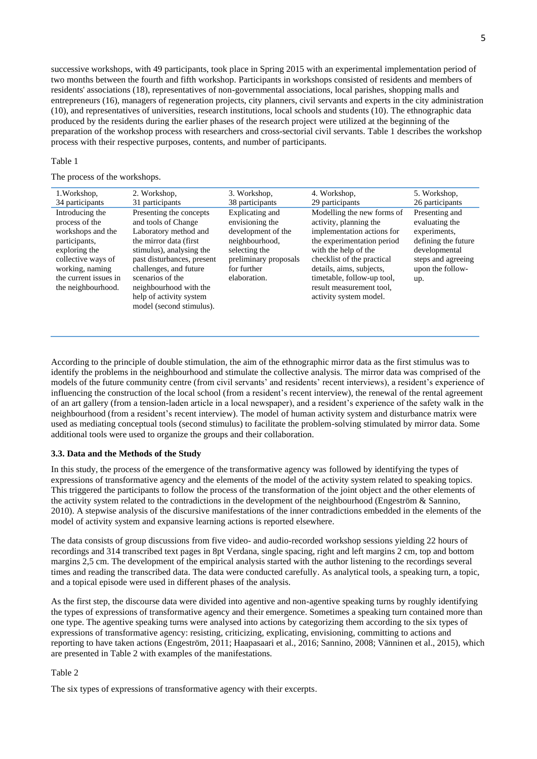successive workshops, with 49 participants, took place in Spring 2015 with an experimental implementation period of two months between the fourth and fifth workshop. Participants in workshops consisted of residents and members of residents' associations (18), representatives of non-governmental associations, local parishes, shopping malls and entrepreneurs (16), managers of regeneration projects, city planners, civil servants and experts in the city administration (10), and representatives of universities, research institutions, local schools and students (10). The ethnographic data produced by the residents during the earlier phases of the research project were utilized at the beginning of the preparation of the workshop process with researchers and cross-sectorial civil servants. Table 1 describes the workshop process with their respective purposes, contents, and number of participants.

Table 1

The process of the workshops.

| 1.Workshop, 34 participants | 2. Workshop, 31 participants | 3. Workshop, 38 participants | 4. Workshop, 29 participants | 5. Workshop, 26 participants |
|---|---|---|---|---|
| Introducing the process of the workshops and the participants, exploring the collective ways of working, naming the current issues in the neighbourhood. | Presenting the concepts and tools of Change Laboratory method and the mirror data (first stimulus), analysing the past disturbances, present challenges, and future scenarios of the neighbourhood with the help of activity system model (second stimulus). | Explicating and envisioning the development of the neighbourhood, selecting the preliminary proposals for further elaboration. | Modelling the new forms of activity, planning the implementation actions for the experimentation period with the help of the checklist of the practical details, aims, subjects, timetable, follow-up tool, result measurement tool, activity system model. | Presenting and evaluating the experiments, defining the future developmental steps and agreeing upon the follow-up. |

According to the principle of double stimulation, the aim of the ethnographic mirror data as the first stimulus was to identify the problems in the neighbourhood and stimulate the collective analysis. The mirror data was comprised of the models of the future community centre (from civil servants' and residents' recent interviews), a resident's experience of influencing the construction of the local school (from a resident's recent interview), the renewal of the rental agreement of an art gallery (from a tension-laden article in a local newspaper), and a resident's experience of the safety walk in the neighbourhood (from a resident's recent interview). The model of human activity system and disturbance matrix were used as mediating conceptual tools (second stimulus) to facilitate the problem-solving stimulated by mirror data. Some additional tools were used to organize the groups and their collaboration.

### 3.3. Data and the Methods of the Study

In this study, the process of the emergence of the transformative agency was followed by identifying the types of expressions of transformative agency and the elements of the model of the activity system related to speaking topics. This triggered the participants to follow the process of the transformation of the joint object and the other elements of the activity system related to the contradictions in the development of the neighbourhood (Engeström & Sannino, 2010). A stepwise analysis of the discursive manifestations of the inner contradictions embedded in the elements of the model of activity system and expansive learning actions is reported elsewhere.

The data consists of group discussions from five video- and audio-recorded workshop sessions yielding 22 hours of recordings and 314 transcribed text pages in 8pt Verdana, single spacing, right and left margins 2 cm, top and bottom margins 2,5 cm. The development of the empirical analysis started with the author listening to the recordings several times and reading the transcribed data. The data were conducted carefully. As analytical tools, a speaking turn, a topic, and a topical episode were used in different phases of the analysis.

As the first step, the discourse data were divided into agentive and non-agentive speaking turns by roughly identifying the types of expressions of transformative agency and their emergence. Sometimes a speaking turn contained more than one type. The agentive speaking turns were analysed into actions by categorizing them according to the six types of expressions of transformative agency: resisting, criticizing, explicating, envisioning, committing to actions and reporting to have taken actions (Engeström, 2011; Haapasaari et al., 2016; Sannino, 2008; Vänninen et al., 2015), which are presented in Table 2 with examples of the manifestations.

Table 2

The six types of expressions of transformative agency with their excerpts.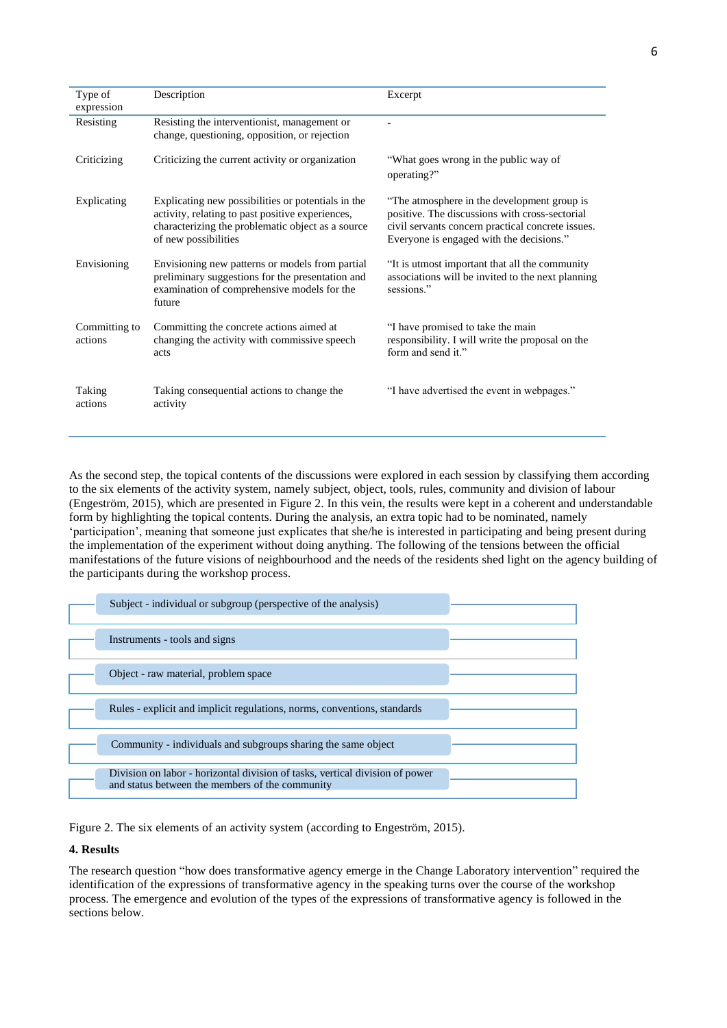| Type of expression | Description | Excerpt |
|---|---|---|
| Resisting | Resisting the interventionist, management or change, questioning, opposition, or rejection | - |
| Criticizing | Criticizing the current activity or organization | "What goes wrong in the public way of operating?" |
| Explicating | Explicating new possibilities or potentials in the activity, relating to past positive experiences, characterizing the problematic object as a source of new possibilities | "The atmosphere in the development group is positive. The discussions with cross-sectorial civil servants concern practical concrete issues. Everyone is engaged with the decisions." |
| Envisioning | Envisioning new patterns or models from partial preliminary suggestions for the presentation and examination of comprehensive models for the future | "It is utmost important that all the community associations will be invited to the next planning sessions." |
| Committing to actions | Committing the concrete actions aimed at changing the activity with commissive speech acts | "I have promised to take the main responsibility. I will write the proposal on the form and send it." |
| Taking actions | Taking consequential actions to change the activity | "I have advertised the event in webpages." |

As the second step, the topical contents of the discussions were explored in each session by classifying them according to the six elements of the activity system, namely subject, object, tools, rules, community and division of labour (Engeström, 2015), which are presented in Figure 2. In this vein, the results were kept in a coherent and understandable form by highlighting the topical contents. During the analysis, an extra topic had to be nominated, namely 'participation', meaning that someone just explicates that she/he is interested in participating and being present during the implementation of the experiment without doing anything. The following of the tensions between the official manifestations of the future visions of neighbourhood and the needs of the residents shed light on the agency building of the participants during the workshop process.

- Subject - individual or subgroup (perspective of the analysis)
- Instruments - tools and signs
- Object - raw material, problem space
- Rules - explicit and implicit regulations, norms, conventions, standards
- Community - individuals and subgroups sharing the same object
- Division on labor - horizontal division of tasks, vertical division of power and status between the members of the community

Figure 2. The six elements of an activity system (according to Engeström, 2015).

## 4. Results

The research question "how does transformative agency emerge in the Change Laboratory intervention" required the identification of the expressions of transformative agency in the speaking turns over the course of the workshop process. The emergence and evolution of the types of the expressions of transformative agency is followed in the sections below.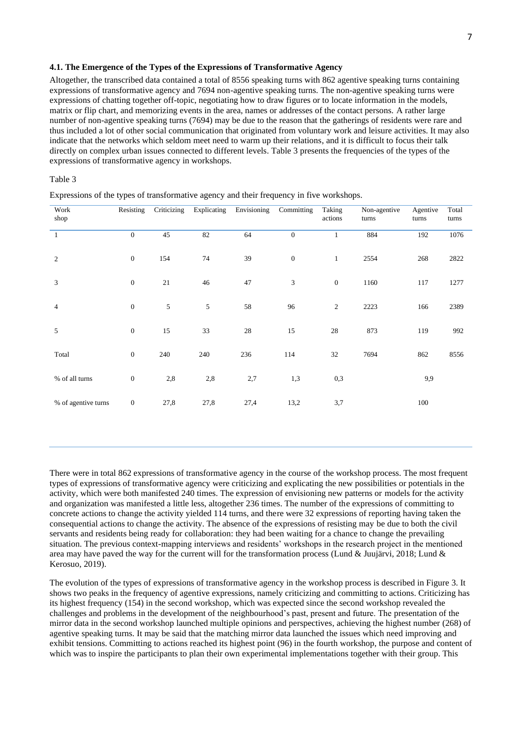### 4.1. The Emergence of the Types of the Expressions of Transformative Agency

Altogether, the transcribed data contained a total of 8556 speaking turns with 862 agentive speaking turns containing expressions of transformative agency and 7694 non-agentive speaking turns. The non-agentive speaking turns were expressions of chatting together off-topic, negotiating how to draw figures or to locate information in the models, matrix or flip chart, and memorizing events in the area, names or addresses of the contact persons. A rather large number of non-agentive speaking turns (7694) may be due to the reason that the gatherings of residents were rare and thus included a lot of other social communication that originated from voluntary work and leisure activities. It may also indicate that the networks which seldom meet need to warm up their relations, and it is difficult to focus their talk directly on complex urban issues connected to different levels. Table 3 presents the frequencies of the types of the expressions of transformative agency in workshops.

Table 3

Expressions of the types of transformative agency and their frequency in five workshops.

| Work shop | Resisting | Criticizing | Explicating | Envisioning | Committing | Taking actions | Non-agentive turns | Agentive turns | Total turns |
|---|---|---|---|---|---|---|---|---|---|
| 1 | 0 | 45 | 82 | 64 | 0 | 1 | 884 | 192 | 1076 |
| 2 | 0 | 154 | 74 | 39 | 0 | 1 | 2554 | 268 | 2822 |
| 3 | 0 | 21 | 46 | 47 | 3 | 0 | 1160 | 117 | 1277 |
| 4 | 0 | 5 | 5 | 58 | 96 | 2 | 2223 | 166 | 2389 |
| 5 | 0 | 15 | 33 | 28 | 15 | 28 | 873 | 119 | 992 |
| Total | 0 | 240 | 240 | 236 | 114 | 32 | 7694 | 862 | 8556 |
| % of all turns | 0 | 2,8 | 2,8 | 2,7 | 1,3 | 0,3 | | 9,9 | |
| % of agentive turns | 0 | 27,8 | 27,8 | 27,4 | 13,2 | 3,7 | | 100 | |

There were in total 862 expressions of transformative agency in the course of the workshop process. The most frequent types of expressions of transformative agency were criticizing and explicating the new possibilities or potentials in the activity, which were both manifested 240 times. The expression of envisioning new patterns or models for the activity and organization was manifested a little less, altogether 236 times. The number of the expressions of committing to concrete actions to change the activity yielded 114 turns, and there were 32 expressions of reporting having taken the consequential actions to change the activity. The absence of the expressions of resisting may be due to both the civil servants and residents being ready for collaboration: they had been waiting for a chance to change the prevailing situation. The previous context-mapping interviews and residents' workshops in the research project in the mentioned area may have paved the way for the current will for the transformation process (Lund & Juujärvi, 2018; Lund & Kerosuo, 2019).

The evolution of the types of expressions of transformative agency in the workshop process is described in Figure 3. It shows two peaks in the frequency of agentive expressions, namely criticizing and committing to actions. Criticizing has its highest frequency (154) in the second workshop, which was expected since the second workshop revealed the challenges and problems in the development of the neighbourhood's past, present and future. The presentation of the mirror data in the second workshop launched multiple opinions and perspectives, achieving the highest number (268) of agentive speaking turns. It may be said that the matching mirror data launched the issues which need improving and exhibit tensions. Committing to actions reached its highest point (96) in the fourth workshop, the purpose and content of which was to inspire the participants to plan their own experimental implementations together with their group. This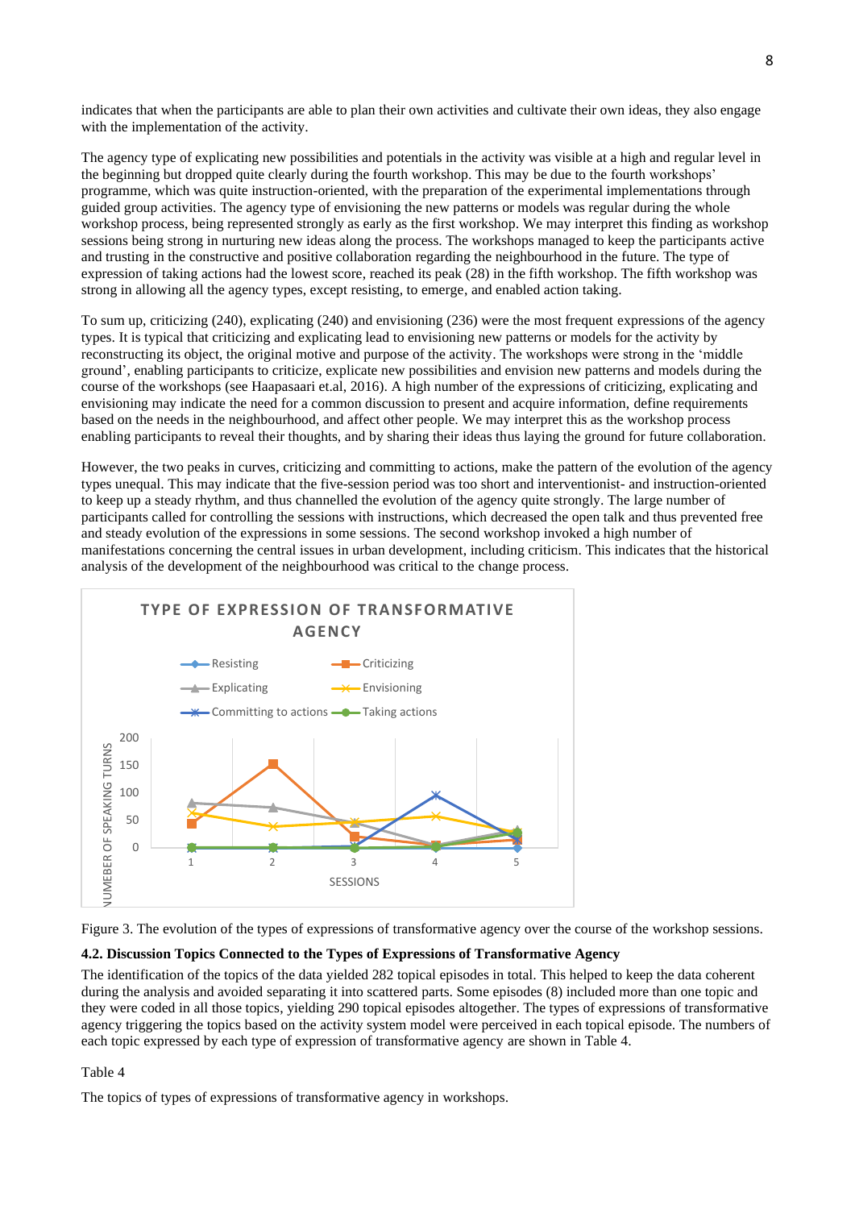indicates that when the participants are able to plan their own activities and cultivate their own ideas, they also engage with the implementation of the activity.

The agency type of explicating new possibilities and potentials in the activity was visible at a high and regular level in the beginning but dropped quite clearly during the fourth workshop. This may be due to the fourth workshops' programme, which was quite instruction-oriented, with the preparation of the experimental implementations through guided group activities. The agency type of envisioning the new patterns or models was regular during the whole workshop process, being represented strongly as early as the first workshop. We may interpret this finding as workshop sessions being strong in nurturing new ideas along the process. The workshops managed to keep the participants active and trusting in the constructive and positive collaboration regarding the neighbourhood in the future. The type of expression of taking actions had the lowest score, reached its peak (28) in the fifth workshop. The fifth workshop was strong in allowing all the agency types, except resisting, to emerge, and enabled action taking.

To sum up, criticizing (240), explicating (240) and envisioning (236) were the most frequent expressions of the agency types. It is typical that criticizing and explicating lead to envisioning new patterns or models for the activity by reconstructing its object, the original motive and purpose of the activity. The workshops were strong in the 'middle ground', enabling participants to criticize, explicate new possibilities and envision new patterns and models during the course of the workshops (see Haapasaari et.al, 2016). A high number of the expressions of criticizing, explicating and envisioning may indicate the need for a common discussion to present and acquire information, define requirements based on the needs in the neighbourhood, and affect other people. We may interpret this as the workshop process enabling participants to reveal their thoughts, and by sharing their ideas thus laying the ground for future collaboration.

However, the two peaks in curves, criticizing and committing to actions, make the pattern of the evolution of the agency types unequal. This may indicate that the five-session period was too short and interventionist- and instruction-oriented to keep up a steady rhythm, and thus channelled the evolution of the agency quite strongly. The large number of participants called for controlling the sessions with instructions, which decreased the open talk and thus prevented free and steady evolution of the expressions in some sessions. The second workshop invoked a high number of manifestations concerning the central issues in urban development, including criticism. This indicates that the historical analysis of the development of the neighbourhood was critical to the change process.

Figure 3. The evolution of the types of expressions of transformative agency over the course of the workshop sessions.

#### 4.2. Discussion Topics Connected to the Types of Expressions of Transformative Agency

The identification of the topics of the data yielded 282 topical episodes in total. This helped to keep the data coherent during the analysis and avoided separating it into scattered parts. Some episodes (8) included more than one topic and they were coded in all those topics, yielding 290 topical episodes altogether. The types of expressions of transformative agency triggering the topics based on the activity system model were perceived in each topical episode. The numbers of each topic expressed by each type of expression of transformative agency are shown in Table 4.

Table 4

The topics of types of expressions of transformative agency in workshops.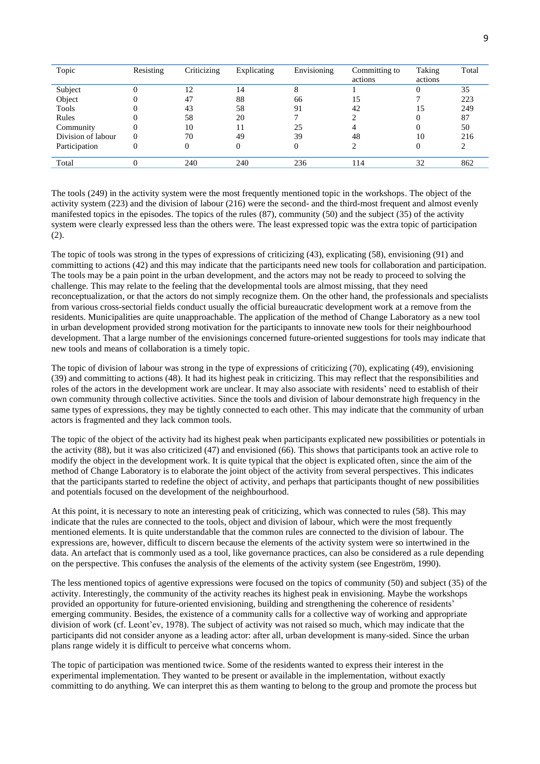| Topic | Resisting | Criticizing | Explicating | Envisioning | Committing to actions | Taking actions | Total |
|---|---|---|---|---|---|---|---|
| Subject | 0 | 12 | 14 | 8 | 1 | 0 | 35 |
| Object | 0 | 47 | 88 | 66 | 15 | 7 | 223 |
| Tools | 0 | 43 | 58 | 91 | 42 | 15 | 249 |
| Rules | 0 | 58 | 20 | 7 | 2 | 0 | 87 |
| Community | 0 | 10 | 11 | 25 | 4 | 0 | 50 |
| Division of labour | 0 | 70 | 49 | 39 | 48 | 10 | 216 |
| Participation | 0 | 0 | 0 | 0 | 2 | 0 | 2 |
| Total | 0 | 240 | 240 | 236 | 114 | 32 | 862 |

The tools (249) in the activity system were the most frequently mentioned topic in the workshops. The object of the activity system (223) and the division of labour (216) were the second- and the third-most frequent and almost evenly manifested topics in the episodes. The topics of the rules (87), community (50) and the subject (35) of the activity system were clearly expressed less than the others were. The least expressed topic was the extra topic of participation (2).

The topic of tools was strong in the types of expressions of criticizing (43), explicating (58), envisioning (91) and committing to actions (42) and this may indicate that the participants need new tools for collaboration and participation. The tools may be a pain point in the urban development, and the actors may not be ready to proceed to solving the challenge. This may relate to the feeling that the developmental tools are almost missing, that they need reconceptualization, or that the actors do not simply recognize them. On the other hand, the professionals and specialists from various cross-sectorial fields conduct usually the official bureaucratic development work at a remove from the residents. Municipalities are quite unapproachable. The application of the method of Change Laboratory as a new tool in urban development provided strong motivation for the participants to innovate new tools for their neighbourhood development. That a large number of the envisionings concerned future-oriented suggestions for tools may indicate that new tools and means of collaboration is a timely topic.

The topic of division of labour was strong in the type of expressions of criticizing (70), explicating (49), envisioning (39) and committing to actions (48). It had its highest peak in criticizing. This may reflect that the responsibilities and roles of the actors in the development work are unclear. It may also associate with residents' need to establish of their own community through collective activities. Since the tools and division of labour demonstrate high frequency in the same types of expressions, they may be tightly connected to each other. This may indicate that the community of urban actors is fragmented and they lack common tools.

The topic of the object of the activity had its highest peak when participants explicated new possibilities or potentials in the activity (88), but it was also criticized (47) and envisioned (66). This shows that participants took an active role to modify the object in the development work. It is quite typical that the object is explicated often, since the aim of the method of Change Laboratory is to elaborate the joint object of the activity from several perspectives. This indicates that the participants started to redefine the object of activity, and perhaps that participants thought of new possibilities and potentials focused on the development of the neighbourhood.

At this point, it is necessary to note an interesting peak of criticizing, which was connected to rules (58). This may indicate that the rules are connected to the tools, object and division of labour, which were the most frequently mentioned elements. It is quite understandable that the common rules are connected to the division of labour. The expressions are, however, difficult to discern because the elements of the activity system were so intertwined in the data. An artefact that is commonly used as a tool, like governance practices, can also be considered as a rule depending on the perspective. This confuses the analysis of the elements of the activity system (see Engeström, 1990).

The less mentioned topics of agentive expressions were focused on the topics of community (50) and subject (35) of the activity. Interestingly, the community of the activity reaches its highest peak in envisioning. Maybe the workshops provided an opportunity for future-oriented envisioning, building and strengthening the coherence of residents' emerging community. Besides, the existence of a community calls for a collective way of working and appropriate division of work (cf. Leont'ev, 1978). The subject of activity was not raised so much, which may indicate that the participants did not consider anyone as a leading actor: after all, urban development is many-sided. Since the urban plans range widely it is difficult to perceive what concerns whom.

The topic of participation was mentioned twice. Some of the residents wanted to express their interest in the experimental implementation. They wanted to be present or available in the implementation, without exactly committing to do anything. We can interpret this as them wanting to belong to the group and promote the process but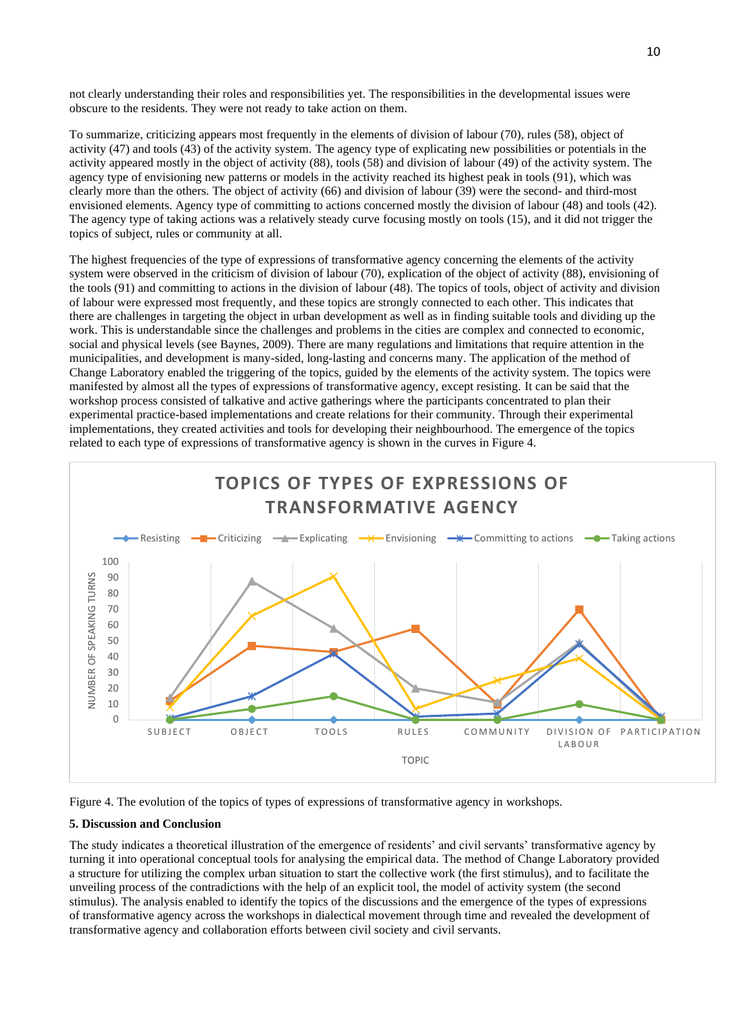not clearly understanding their roles and responsibilities yet. The responsibilities in the developmental issues were obscure to the residents. They were not ready to take action on them.

To summarize, criticizing appears most frequently in the elements of division of labour (70), rules (58), object of activity (47) and tools (43) of the activity system. The agency type of explicating new possibilities or potentials in the activity appeared mostly in the object of activity (88), tools (58) and division of labour (49) of the activity system. The agency type of envisioning new patterns or models in the activity reached its highest peak in tools (91), which was clearly more than the others. The object of activity (66) and division of labour (39) were the second- and third-most envisioned elements. Agency type of committing to actions concerned mostly the division of labour (48) and tools (42). The agency type of taking actions was a relatively steady curve focusing mostly on tools (15), and it did not trigger the topics of subject, rules or community at all.

The highest frequencies of the type of expressions of transformative agency concerning the elements of the activity system were observed in the criticism of division of labour (70), explication of the object of activity (88), envisioning of the tools (91) and committing to actions in the division of labour (48). The topics of tools, object of activity and division of labour were expressed most frequently, and these topics are strongly connected to each other. This indicates that there are challenges in targeting the object in urban development as well as in finding suitable tools and dividing up the work. This is understandable since the challenges and problems in the cities are complex and connected to economic, social and physical levels (see Baynes, 2009). There are many regulations and limitations that require attention in the municipalities, and development is many-sided, long-lasting and concerns many. The application of the method of Change Laboratory enabled the triggering of the topics, guided by the elements of the activity system. The topics were manifested by almost all the types of expressions of transformative agency, except resisting. It can be said that the workshop process consisted of talkative and active gatherings where the participants concentrated to plan their experimental practice-based implementations and create relations for their community. Through their experimental implementations, they created activities and tools for developing their neighbourhood. The emergence of the topics related to each type of expressions of transformative agency is shown in the curves in Figure 4.

**TOPICS OF TYPES OF EXPRESSIONS OF TRANSFORMATIVE AGENCY**

| Topic | Resisting | Criticizing | Explicating | Envisioning | Committing to actions | Taking actions |
|---|---|---|---|---|---|---|
| Subject | 0 | 12 | 14 | 8 | 1 | 0 |
| Object | 0 | 47 | 88 | 66 | 15 | 7 |
| Tools | 0 | 43 | 58 | 91 | 42 | 15 |
| Rules | 0 | 58 | 20 | 7 | 2 | 0 |
| Community | 0 | 10 | 11 | 25 | 4 | 0 |
| Division of labour | 0 | 70 | 49 | 39 | 48 | 10 |
| Participation | 0 | 0 | 0 | 0 | 2 | 0 |

Figure 4. The evolution of the topics of types of expressions of transformative agency in workshops.

## 5. Discussion and Conclusion

The study indicates a theoretical illustration of the emergence of residents' and civil servants' transformative agency by turning it into operational conceptual tools for analysing the empirical data. The method of Change Laboratory provided a structure for utilizing the complex urban situation to start the collective work (the first stimulus), and to facilitate the unveiling process of the contradictions with the help of an explicit tool, the model of activity system (the second stimulus). The analysis enabled to identify the topics of the discussions and the emergence of the types of expressions of transformative agency across the workshops in dialectical movement through time and revealed the development of transformative agency and collaboration efforts between civil society and civil servants.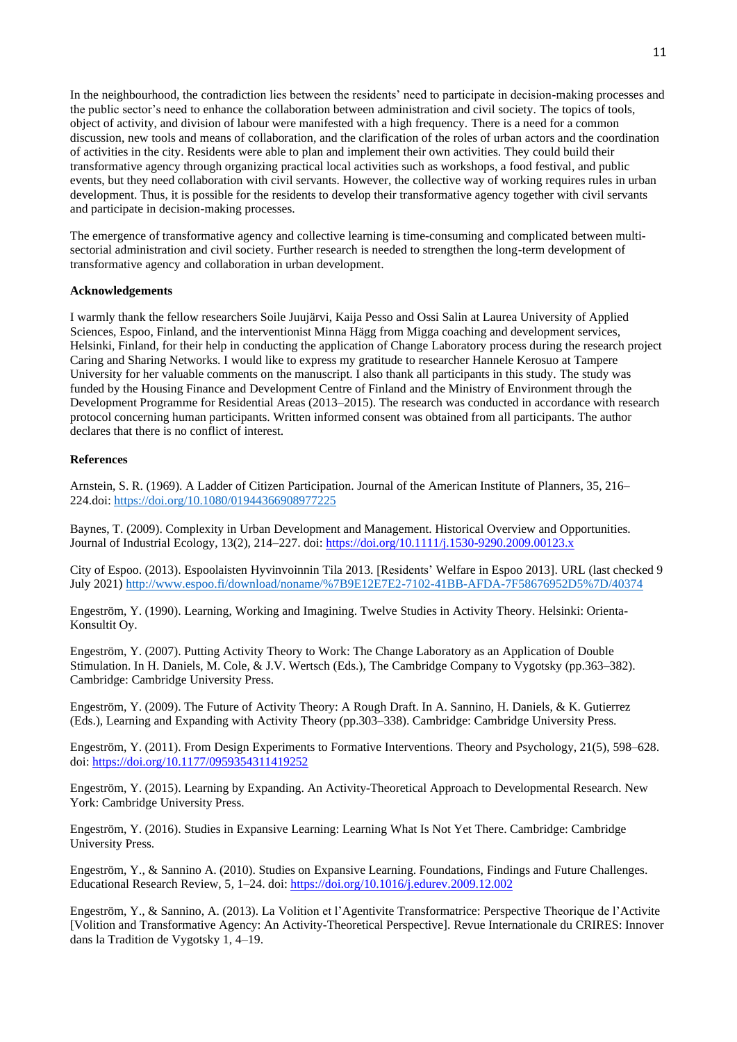In the neighbourhood, the contradiction lies between the residents' need to participate in decision-making processes and the public sector's need to enhance the collaboration between administration and civil society. The topics of tools, object of activity, and division of labour were manifested with a high frequency. There is a need for a common discussion, new tools and means of collaboration, and the clarification of the roles of urban actors and the coordination of activities in the city. Residents were able to plan and implement their own activities. They could build their transformative agency through organizing practical local activities such as workshops, a food festival, and public events, but they need collaboration with civil servants. However, the collective way of working requires rules in urban development. Thus, it is possible for the residents to develop their transformative agency together with civil servants and participate in decision-making processes.

The emergence of transformative agency and collective learning is time-consuming and complicated between multi-sectorial administration and civil society. Further research is needed to strengthen the long-term development of transformative agency and collaboration in urban development.

**Acknowledgements**

I warmly thank the fellow researchers Soile Juujärvi, Kaija Pesso and Ossi Salin at Laurea University of Applied Sciences, Espoo, Finland, and the interventionist Minna Hägg from Migga coaching and development services, Helsinki, Finland, for their help in conducting the application of Change Laboratory process during the research project Caring and Sharing Networks. I would like to express my gratitude to researcher Hannele Kerosuo at Tampere University for her valuable comments on the manuscript. I also thank all participants in this study. The study was funded by the Housing Finance and Development Centre of Finland and the Ministry of Environment through the Development Programme for Residential Areas (2013–2015). The research was conducted in accordance with research protocol concerning human participants. Written informed consent was obtained from all participants. The author declares that there is no conflict of interest.

**References**

Arnstein, S. R. (1969). A Ladder of Citizen Participation. Journal of the American Institute of Planners, 35, 216–224.doi: https://doi.org/10.1080/01944366908977225

Baynes, T. (2009). Complexity in Urban Development and Management. Historical Overview and Opportunities. Journal of Industrial Ecology, 13(2), 214–227. doi: https://doi.org/10.1111/j.1530-9290.2009.00123.x

City of Espoo. (2013). Espoolaisten Hyvinvoinnin Tila 2013. [Residents' Welfare in Espoo 2013]. URL (last checked 9 July 2021) http://www.espoo.fi/download/noname/%7B9E12E7E2-7102-41BB-AFDA-7F58676952D5%7D/40374

Engeström, Y. (1990). Learning, Working and Imagining. Twelve Studies in Activity Theory. Helsinki: Orienta-Konsultit Oy.

Engeström, Y. (2007). Putting Activity Theory to Work: The Change Laboratory as an Application of Double Stimulation. In H. Daniels, M. Cole, & J.V. Wertsch (Eds.), The Cambridge Company to Vygotsky (pp.363–382). Cambridge: Cambridge University Press.

Engeström, Y. (2009). The Future of Activity Theory: A Rough Draft. In A. Sannino, H. Daniels, & K. Gutierrez (Eds.), Learning and Expanding with Activity Theory (pp.303–338). Cambridge: Cambridge University Press.

Engeström, Y. (2011). From Design Experiments to Formative Interventions. Theory and Psychology, 21(5), 598–628. doi: https://doi.org/10.1177/0959354311419252

Engeström, Y. (2015). Learning by Expanding. An Activity-Theoretical Approach to Developmental Research. New York: Cambridge University Press.

Engeström, Y. (2016). Studies in Expansive Learning: Learning What Is Not Yet There. Cambridge: Cambridge University Press.

Engeström, Y., & Sannino A. (2010). Studies on Expansive Learning. Foundations, Findings and Future Challenges. Educational Research Review, 5, 1–24. doi: https://doi.org/10.1016/j.edurev.2009.12.002

Engeström, Y., & Sannino, A. (2013). La Volition et l'Agentivite Transformatrice: Perspective Theorique de l'Activite [Volition and Transformative Agency: An Activity-Theoretical Perspective]. Revue Internationale du CRIRES: Innover dans la Tradition de Vygotsky 1, 4–19.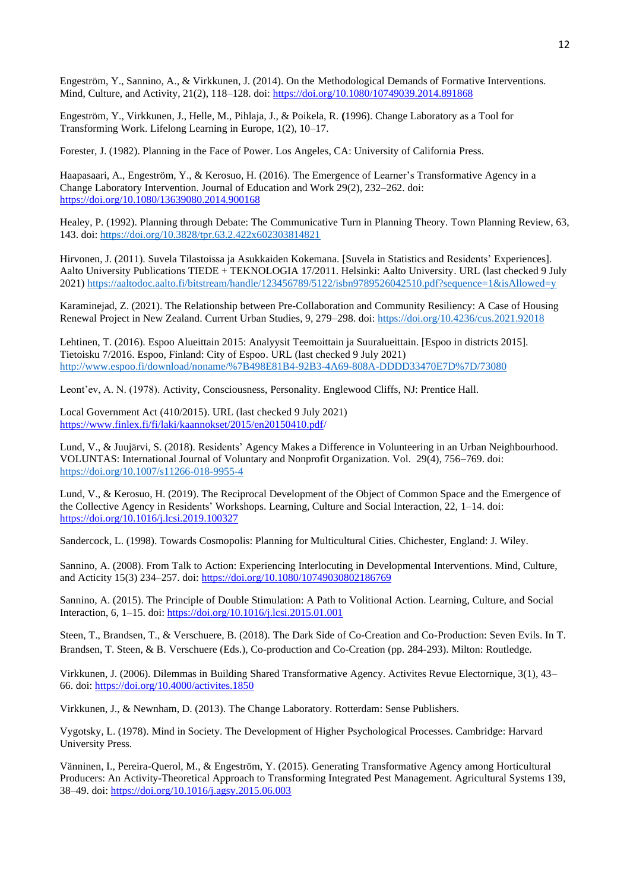Engeström, Y., Sannino, A., & Virkkunen, J. (2014). On the Methodological Demands of Formative Interventions. Mind, Culture, and Activity, 21(2), 118–128. doi: https://doi.org/10.1080/10749039.2014.891868

Engeström, Y., Virkkunen, J., Helle, M., Pihlaja, J., & Poikela, R. **(**1996). Change Laboratory as a Tool for Transforming Work. Lifelong Learning in Europe, 1(2), 10–17.

Forester, J. (1982). Planning in the Face of Power. Los Angeles, CA: University of California Press.

Haapasaari, A., Engeström, Y., & Kerosuo, H. (2016). The Emergence of Learner's Transformative Agency in a Change Laboratory Intervention. Journal of Education and Work 29(2), 232–262. doi: https://doi.org/10.1080/13639080.2014.900168

Healey, P. (1992). Planning through Debate: The Communicative Turn in Planning Theory. Town Planning Review, 63, 143. doi: https://doi.org/10.3828/tpr.63.2.422x602303814821

Hirvonen, J. (2011). Suvela Tilastoissa ja Asukkaiden Kokemana. [Suvela in Statistics and Residents' Experiences]. Aalto University Publications TIEDE + TEKNOLOGIA 17/2011. Helsinki: Aalto University. URL (last checked 9 July 2021) https://aaltodoc.aalto.fi/bitstream/handle/123456789/5122/isbn9789526042510.pdf?sequence=1&isAllowed=y

Karaminejad, Z. (2021). The Relationship between Pre-Collaboration and Community Resiliency: A Case of Housing Renewal Project in New Zealand. Current Urban Studies, 9, 279–298. doi: https://doi.org/10.4236/cus.2021.92018

Lehtinen, T. (2016). Espoo Alueittain 2015: Analyysit Teemoittain ja Suuralueittain. [Espoo in districts 2015]. Tietoisku 7/2016. Espoo, Finland: City of Espoo. URL (last checked 9 July 2021) http://www.espoo.fi/download/noname/%7B498E81B4-92B3-4A69-808A-DDDD33470E7D%7D/73080

Leont'ev, A. N. (1978). Activity, Consciousness, Personality. Englewood Cliffs, NJ: Prentice Hall.

Local Government Act (410/2015). URL (last checked 9 July 2021) https://www.finlex.fi/fi/laki/kaannokset/2015/en20150410.pdf/

Lund, V., & Juujärvi, S. (2018). Residents' Agency Makes a Difference in Volunteering in an Urban Neighbourhood. VOLUNTAS: International Journal of Voluntary and Nonprofit Organization. Vol. 29(4), 756–769. doi: https://doi.org/10.1007/s11266-018-9955-4

Lund, V., & Kerosuo, H. (2019). The Reciprocal Development of the Object of Common Space and the Emergence of the Collective Agency in Residents' Workshops. Learning, Culture and Social Interaction, 22, 1–14. doi: https://doi.org/10.1016/j.lcsi.2019.100327

Sandercock, L. (1998). Towards Cosmopolis: Planning for Multicultural Cities. Chichester, England: J. Wiley.

Sannino, A. (2008). From Talk to Action: Experiencing Interlocuting in Developmental Interventions. Mind, Culture, and Acticity 15(3) 234–257. doi: https://doi.org/10.1080/10749030802186769

Sannino, A. (2015). The Principle of Double Stimulation: A Path to Volitional Action. Learning, Culture, and Social Interaction, 6, 1–15. doi: https://doi.org/10.1016/j.lcsi.2015.01.001

Steen, T., Brandsen, T., & Verschuere, B. (2018). The Dark Side of Co-Creation and Co-Production: Seven Evils. In T. Brandsen, T. Steen, & B. Verschuere (Eds.), Co-production and Co-Creation (pp. 284-293). Milton: Routledge.

Virkkunen, J. (2006). Dilemmas in Building Shared Transformative Agency. Activites Revue Electornique, 3(1), 43–66. doi: https://doi.org/10.4000/activites.1850

Virkkunen, J., & Newnham, D. (2013). The Change Laboratory. Rotterdam: Sense Publishers.

Vygotsky, L. (1978). Mind in Society. The Development of Higher Psychological Processes. Cambridge: Harvard University Press.

Vänninen, I., Pereira-Querol, M., & Engeström, Y. (2015). Generating Transformative Agency among Horticultural Producers: An Activity-Theoretical Approach to Transforming Integrated Pest Management. Agricultural Systems 139, 38–49. doi: https://doi.org/10.1016/j.agsy.2015.06.003